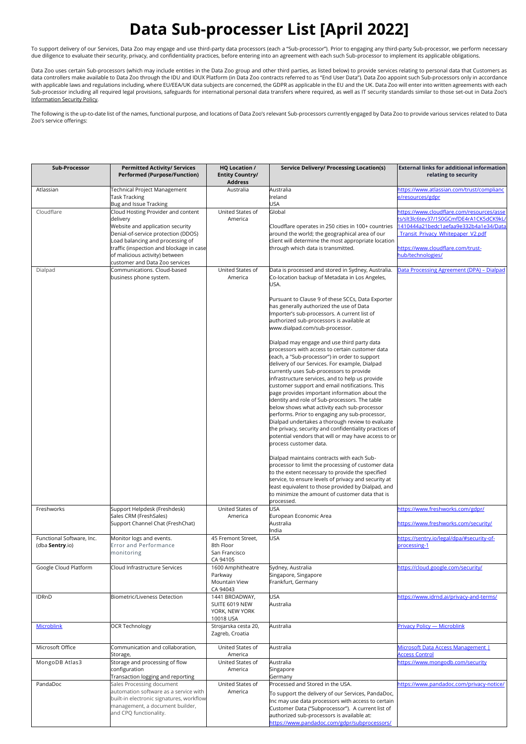# Data Sub-processer List [April 2022]

To support delivery of our Services, Data Zoo may engage and use third-party data processors (each a "Sub-processor"). Prior to engaging any third-party Sub-processor, we perform necessary due diligence to evaluate their security, privacy, and confidentiality practices, before entering into an agreement with each such Sub-processor to implement its applicable obligations.

Data Zoo uses certain Sub-processors (which may include entities in the Data Zoo group and other third parties, as listed below) to provide services relating to personal data that Customers as data controllers make available to Data Zoo through the IDU and IDUX Platform (in Data Zoo contracts referred to as "End User Data"). Data Zoo appoint such Sub-processors only in accordance with applicable laws and regulations including, where EU/EEA/UK data subjects are concerned, the GDPR as applicable in the EU and the UK. Data Zoo will enter into written agreements with each Sub-processor including all required legal provisions, safeguards for international personal data transfers where required, as well as IT security standards similar to those set-out in Data Zoo's Information Security Policy.

The following is the up-to-date list of the names, functional purpose, and locations of Data Zoo's relevant Sub-processors currently engaged by Data Zoo to provide various services related to Data Zoo's service offerings:

| Sub-Processor | Permitted Activity/ Services Performed (Purpose/Function) | HQ Location / Entity Country/ Address | Service Delivery/ Processing Location(s) | External links for additional information relating to security |
|---|---|---|---|---|
| Atlassian | Technical Project Management<br>Task Tracking<br>Bug and Issue Tracking | Australia | Australia<br>Ireland<br>USA | https://www.atlassian.com/trust/compliance/resources/gdpr |
| Cloudflare | Cloud Hosting Provider and content delivery<br>Website and application security<br>Denial-of-service protection (DDOS)<br>Load balancing and processing of traffic (inspection and blockage in case of malicious activity) between customer and Data Zoo services | United States of America | Global<br><br>Cloudflare operates in 250 cities in 100+ countries around the world; the geographical area of our client will determine the most appropriate location through which data is transmitted. | https://www.cloudflare.com/resources/assets/slt3lc6tev37/1S0GCmfDE4rA1CK5dCK9kL/1410444a21bedc1aefaa9e332b4a1e34/Data_Transit_Privacy_Whitepaper_V2.pdf<br><br>https://www.cloudflare.com/trust-hub/technologies/ |
| Dialpad | Communications. Cloud-based business phone system. | United States of America | Data is processed and stored in Sydney, Australia. Co-location backup of Metadata in Los Angeles, USA.<br><br>Pursuant to Clause 9 of these SCCs, Data Exporter has generally authorized the use of Data Importer's sub-processors. A current list of authorized sub-processors is available at www.dialpad.com/sub-processor.<br><br>Dialpad may engage and use third party data processors with access to certain customer data (each, a "Sub-processor") in order to support delivery of our Services. For example, Dialpad currently uses Sub-processors to provide infrastructure services, and to help us provide customer support and email notifications. This page provides important information about the identity and role of Sub-processors. The table below shows what activity each sub-processor performs. Prior to engaging any sub-processor, Dialpad undertakes a thorough review to evaluate the privacy, security and confidentiality practices of potential vendors that will or may have access to or process customer data.<br><br>Dialpad maintains contracts with each Sub-processor to limit the processing of customer data to the extent necessary to provide the specified service, to ensure levels of privacy and security at least equivalent to those provided by Dialpad, and to minimize the amount of customer data that is processed. | Data Processing Agreement (DPA) – Dialpad |
| Freshworks | Support Helpdesk (Freshdesk)<br>Sales CRM (FreshSales)<br>Support Channel Chat (FreshChat) | United States of America | USA<br>European Economic Area<br>Australia<br>India | https://www.freshworks.com/gdpr/<br><br>https://www.freshworks.com/security/ |
| Functional Software, Inc. (dba **Sentry**.io) | Monitor logs and events.<br>Error and Performance monitoring | 45 Fremont Street, 8th Floor<br>San Francisco<br>CA 94105 | USA | https://sentry.io/legal/dpa/#security-of-processing-1 |
| Google Cloud Platform | Cloud Infrastructure Services | 1600 Amphitheatre Parkway<br>Mountain View<br>CA 94043 | Sydney, Australia<br>Singapore, Singapore<br>Frankfurt, Germany | https://cloud.google.com/security/ |
| IDRnD | Biometric/Liveness Detection | 1441 BROADWAY, SUITE 6019 NEW YORK, NEW YORK 10018 USA | USA<br>Australia | https://www.idrnd.ai/privacy-and-terms/ |
| Microblink | OCR Technology | Strojarska cesta 20, Zagreb, Croatia | Australia | Privacy Policy — Microblink |
| Microsoft Office | Communication and collaboration, Storage, | United States of America | Australia | Microsoft Data Access Management \| Access Control |
| MongoDB Atlas3 | Storage and processing of flow configuration<br>Transaction logging and reporting | United States of America | Australia<br>Singapore<br>Germany | https://www.mongodb.com/security |
| PandaDoc | Sales Processing document automation software as a service with built-in electronic signatures, workflow management, a document builder, and CPQ functionality. | United States of America | Processed and Stored in the USA.<br><br>To support the delivery of our Services, PandaDoc, Inc may use data processors with access to certain Customer Data ("Subprocessor"). A current list of authorized sub-processors is available at: https://www.pandadoc.com/gdpr/subprocessors/ | https://www.pandadoc.com/privacy-notice/ |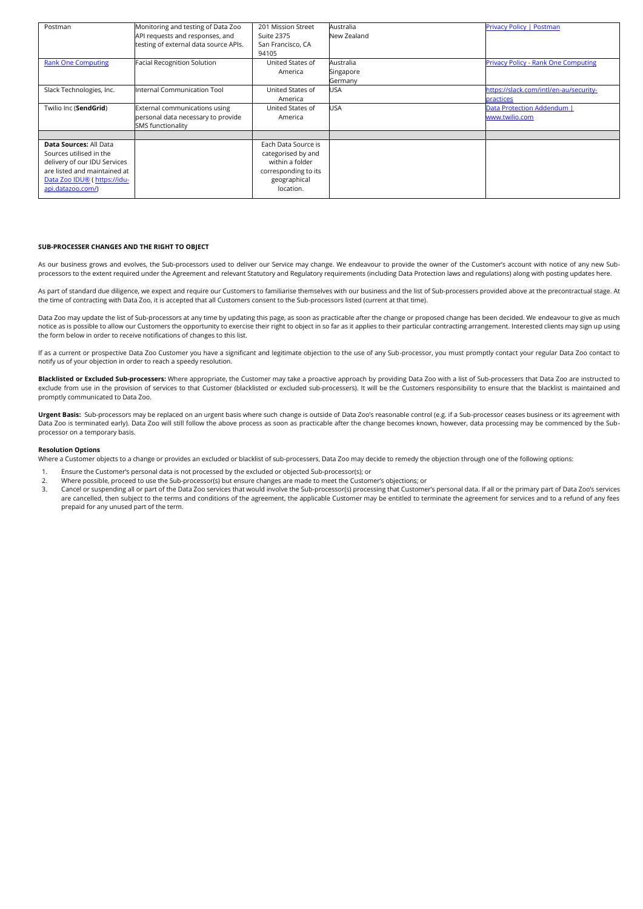| | | | | |
|---|---|---|---|---|
| Postman | Monitoring and testing of Data Zoo API requests and responses, and testing of external data source APIs. | 201 Mission Street Suite 2375 San Francisco, CA 94105 | Australia New Zealand | Privacy Policy \| Postman |
| Rank One Computing | Facial Recognition Solution | United States of America | Australia Singapore Germany | Privacy Policy - Rank One Computing |
| Slack Technologies, Inc. | Internal Communication Tool | United States of America | USA | https://slack.com/intl/en-au/security-practices |
| Twilio Inc (**SendGrid**) | External communications using personal data necessary to provide SMS functionality | United States of America | USA | Data Protection Addendum \| www.twilio.com |
| | | | | |
| **Data Sources:** All Data Sources utilised in the delivery of our IDU Services are listed and maintained at Data Zoo IDU® ( https://idu-api.datazoo.com/) | | Each Data Source is categorised by and within a folder corresponding to its geographical location. | | |

**SUB-PROCESSER CHANGES AND THE RIGHT TO OBJECT**

As our business grows and evolves, the Sub-processors used to deliver our Service may change. We endeavour to provide the owner of the Customer's account with notice of any new Sub-processors to the extent required under the Agreement and relevant Statutory and Regulatory requirements (including Data Protection laws and regulations) along with posting updates here.

As part of standard due diligence, we expect and require our Customers to familiarise themselves with our business and the list of Sub-processers provided above at the precontractual stage. At the time of contracting with Data Zoo, it is accepted that all Customers consent to the Sub-processors listed (current at that time).

Data Zoo may update the list of Sub-processors at any time by updating this page, as soon as practicable after the change or proposed change has been decided. We endeavour to give as much notice as is possible to allow our Customers the opportunity to exercise their right to object in so far as it applies to their particular contracting arrangement. Interested clients may sign up using the form below in order to receive notifications of changes to this list.

If as a current or prospective Data Zoo Customer you have a significant and legitimate objection to the use of any Sub-processor, you must promptly contact your regular Data Zoo contact to notify us of your objection in order to reach a speedy resolution.

**Blacklisted or Excluded Sub-processers:** Where appropriate, the Customer may take a proactive approach by providing Data Zoo with a list of Sub-processers that Data Zoo are instructed to exclude from use in the provision of services to that Customer (blacklisted or excluded sub-processers). It will be the Customers responsibility to ensure that the blacklist is maintained and promptly communicated to Data Zoo.

**Urgent Basis:** Sub-processors may be replaced on an urgent basis where such change is outside of Data Zoo's reasonable control (e.g. if a Sub-processor ceases business or its agreement with Data Zoo is terminated early). Data Zoo will still follow the above process as soon as practicable after the change becomes known, however, data processing may be commenced by the Sub-processor on a temporary basis.

**Resolution Options**

Where a Customer objects to a change or provides an excluded or blacklist of sub-processers, Data Zoo may decide to remedy the objection through one of the following options:

1. Ensure the Customer's personal data is not processed by the excluded or objected Sub-processor(s); or
2. Where possible, proceed to use the Sub-processor(s) but ensure changes are made to meet the Customer's objections; or
3. Cancel or suspending all or part of the Data Zoo services that would involve the Sub-processor(s) processing that Customer's personal data. If all or the primary part of Data Zoo's services are cancelled, then subject to the terms and conditions of the agreement, the applicable Customer may be entitled to terminate the agreement for services and to a refund of any fees prepaid for any unused part of the term.